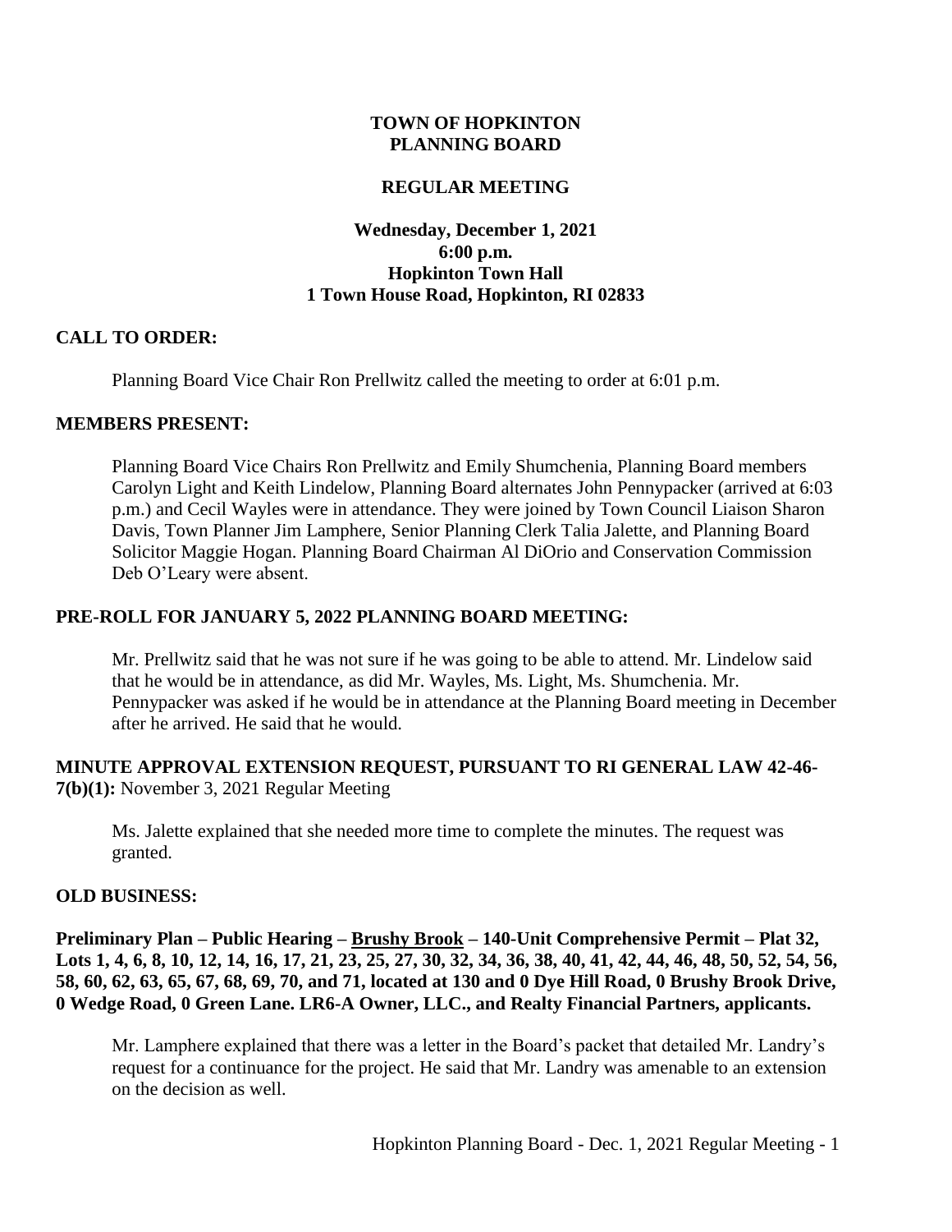# TOWN OF HOPKINTON PLANNING BOARD

## REGULAR MEETING

**Wednesday, December 1, 2021**
**6:00 p.m.**
**Hopkinton Town Hall**
**1 Town House Road, Hopkinton, RI 02833**

### CALL TO ORDER:

Planning Board Vice Chair Ron Prellwitz called the meeting to order at 6:01 p.m.

### MEMBERS PRESENT:

Planning Board Vice Chairs Ron Prellwitz and Emily Shumchenia, Planning Board members Carolyn Light and Keith Lindelow, Planning Board alternates John Pennypacker (arrived at 6:03 p.m.) and Cecil Wayles were in attendance. They were joined by Town Council Liaison Sharon Davis, Town Planner Jim Lamphere, Senior Planning Clerk Talia Jalette, and Planning Board Solicitor Maggie Hogan. Planning Board Chairman Al DiOrio and Conservation Commission Deb O'Leary were absent.

### PRE-ROLL FOR JANUARY 5, 2022 PLANNING BOARD MEETING:

Mr. Prellwitz said that he was not sure if he was going to be able to attend. Mr. Lindelow said that he would be in attendance, as did Mr. Wayles, Ms. Light, Ms. Shumchenia. Mr. Pennypacker was asked if he would be in attendance at the Planning Board meeting in December after he arrived. He said that he would.

**MINUTE APPROVAL EXTENSION REQUEST, PURSUANT TO RI GENERAL LAW 42-46-7(b)(1):** November 3, 2021 Regular Meeting

Ms. Jalette explained that she needed more time to complete the minutes. The request was granted.

### OLD BUSINESS:

**Preliminary Plan – Public Hearing – <u>Brushy Brook</u> – 140-Unit Comprehensive Permit – Plat 32, Lots 1, 4, 6, 8, 10, 12, 14, 16, 17, 21, 23, 25, 27, 30, 32, 34, 36, 38, 40, 41, 42, 44, 46, 48, 50, 52, 54, 56, 58, 60, 62, 63, 65, 67, 68, 69, 70, and 71, located at 130 and 0 Dye Hill Road, 0 Brushy Brook Drive, 0 Wedge Road, 0 Green Lane. LR6-A Owner, LLC., and Realty Financial Partners, applicants.**

Mr. Lamphere explained that there was a letter in the Board's packet that detailed Mr. Landry's request for a continuance for the project. He said that Mr. Landry was amenable to an extension on the decision as well.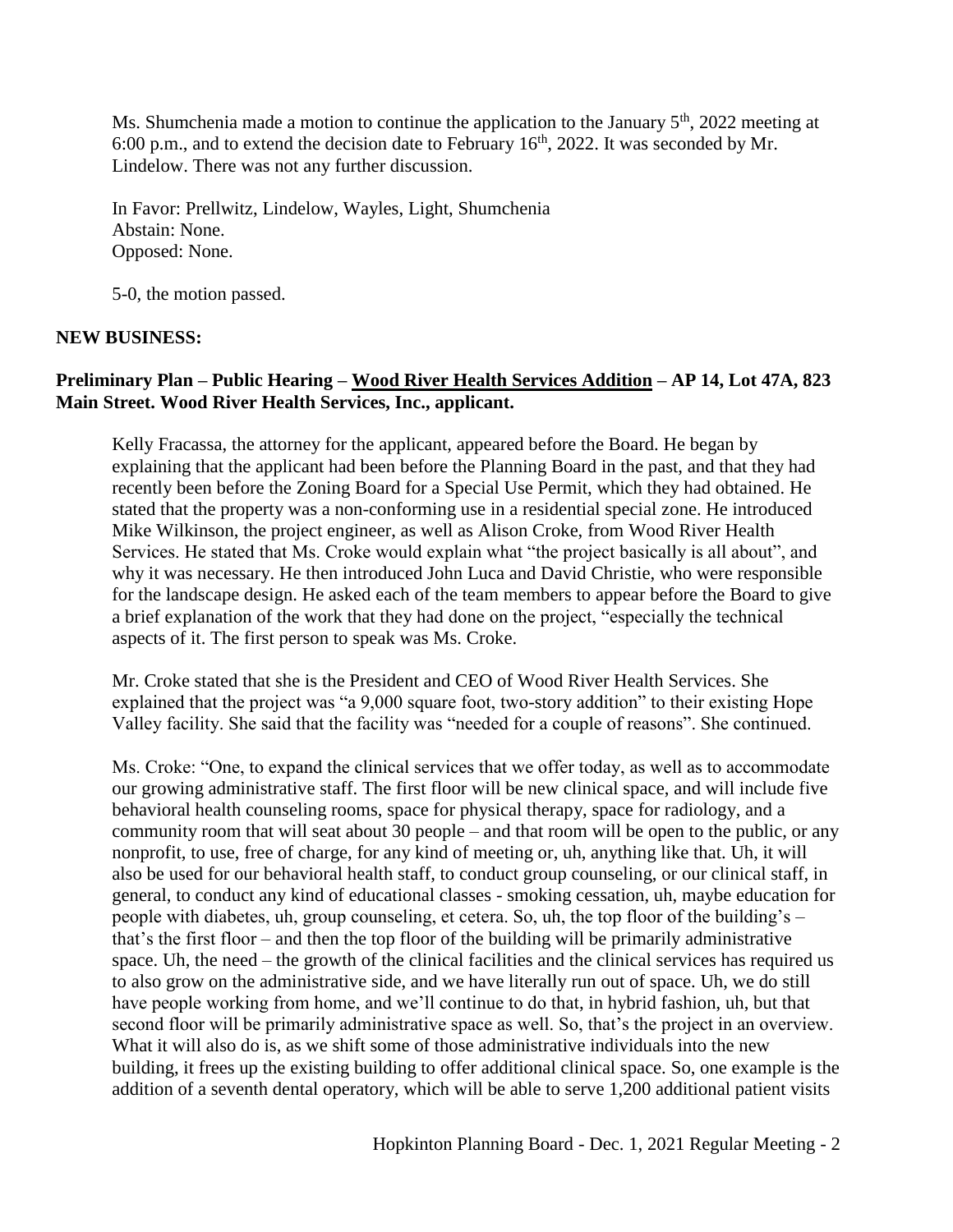Ms. Shumchenia made a motion to continue the application to the January 5th, 2022 meeting at 6:00 p.m., and to extend the decision date to February 16th, 2022. It was seconded by Mr. Lindelow. There was not any further discussion.

In Favor: Prellwitz, Lindelow, Wayles, Light, Shumchenia
Abstain: None.
Opposed: None.

5-0, the motion passed.

**NEW BUSINESS:**

**Preliminary Plan – Public Hearing – Wood River Health Services Addition – AP 14, Lot 47A, 823 Main Street. Wood River Health Services, Inc., applicant.**

Kelly Fracassa, the attorney for the applicant, appeared before the Board. He began by explaining that the applicant had been before the Planning Board in the past, and that they had recently been before the Zoning Board for a Special Use Permit, which they had obtained. He stated that the property was a non-conforming use in a residential special zone. He introduced Mike Wilkinson, the project engineer, as well as Alison Croke, from Wood River Health Services. He stated that Ms. Croke would explain what "the project basically is all about", and why it was necessary. He then introduced John Luca and David Christie, who were responsible for the landscape design. He asked each of the team members to appear before the Board to give a brief explanation of the work that they had done on the project, "especially the technical aspects of it. The first person to speak was Ms. Croke.

Mr. Croke stated that she is the President and CEO of Wood River Health Services. She explained that the project was "a 9,000 square foot, two-story addition" to their existing Hope Valley facility. She said that the facility was "needed for a couple of reasons". She continued.

Ms. Croke: "One, to expand the clinical services that we offer today, as well as to accommodate our growing administrative staff. The first floor will be new clinical space, and will include five behavioral health counseling rooms, space for physical therapy, space for radiology, and a community room that will seat about 30 people – and that room will be open to the public, or any nonprofit, to use, free of charge, for any kind of meeting or, uh, anything like that. Uh, it will also be used for our behavioral health staff, to conduct group counseling, or our clinical staff, in general, to conduct any kind of educational classes - smoking cessation, uh, maybe education for people with diabetes, uh, group counseling, et cetera. So, uh, the top floor of the building's – that's the first floor – and then the top floor of the building will be primarily administrative space. Uh, the need – the growth of the clinical facilities and the clinical services has required us to also grow on the administrative side, and we have literally run out of space. Uh, we do still have people working from home, and we'll continue to do that, in hybrid fashion, uh, but that second floor will be primarily administrative space as well. So, that's the project in an overview. What it will also do is, as we shift some of those administrative individuals into the new building, it frees up the existing building to offer additional clinical space. So, one example is the addition of a seventh dental operatory, which will be able to serve 1,200 additional patient visits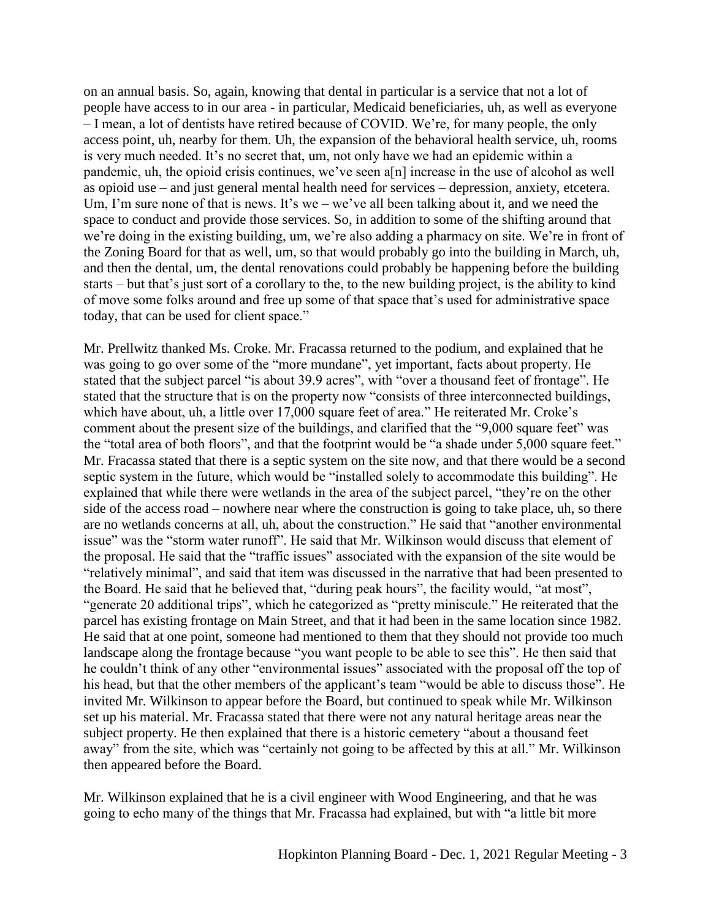on an annual basis. So, again, knowing that dental in particular is a service that not a lot of people have access to in our area - in particular, Medicaid beneficiaries, uh, as well as everyone – I mean, a lot of dentists have retired because of COVID. We're, for many people, the only access point, uh, nearby for them. Uh, the expansion of the behavioral health service, uh, rooms is very much needed. It's no secret that, um, not only have we had an epidemic within a pandemic, uh, the opioid crisis continues, we've seen a[n] increase in the use of alcohol as well as opioid use – and just general mental health need for services – depression, anxiety, etcetera. Um, I'm sure none of that is news. It's we – we've all been talking about it, and we need the space to conduct and provide those services. So, in addition to some of the shifting around that we're doing in the existing building, um, we're also adding a pharmacy on site. We're in front of the Zoning Board for that as well, um, so that would probably go into the building in March, uh, and then the dental, um, the dental renovations could probably be happening before the building starts – but that's just sort of a corollary to the, to the new building project, is the ability to kind of move some folks around and free up some of that space that's used for administrative space today, that can be used for client space."

Mr. Prellwitz thanked Ms. Croke. Mr. Fracassa returned to the podium, and explained that he was going to go over some of the "more mundane", yet important, facts about property. He stated that the subject parcel "is about 39.9 acres", with "over a thousand feet of frontage". He stated that the structure that is on the property now "consists of three interconnected buildings, which have about, uh, a little over 17,000 square feet of area." He reiterated Mr. Croke's comment about the present size of the buildings, and clarified that the "9,000 square feet" was the "total area of both floors", and that the footprint would be "a shade under 5,000 square feet." Mr. Fracassa stated that there is a septic system on the site now, and that there would be a second septic system in the future, which would be "installed solely to accommodate this building". He explained that while there were wetlands in the area of the subject parcel, "they're on the other side of the access road – nowhere near where the construction is going to take place, uh, so there are no wetlands concerns at all, uh, about the construction." He said that "another environmental issue" was the "storm water runoff". He said that Mr. Wilkinson would discuss that element of the proposal. He said that the "traffic issues" associated with the expansion of the site would be "relatively minimal", and said that item was discussed in the narrative that had been presented to the Board. He said that he believed that, "during peak hours", the facility would, "at most", "generate 20 additional trips", which he categorized as "pretty miniscule." He reiterated that the parcel has existing frontage on Main Street, and that it had been in the same location since 1982. He said that at one point, someone had mentioned to them that they should not provide too much landscape along the frontage because "you want people to be able to see this". He then said that he couldn't think of any other "environmental issues" associated with the proposal off the top of his head, but that the other members of the applicant's team "would be able to discuss those". He invited Mr. Wilkinson to appear before the Board, but continued to speak while Mr. Wilkinson set up his material. Mr. Fracassa stated that there were not any natural heritage areas near the subject property. He then explained that there is a historic cemetery "about a thousand feet away" from the site, which was "certainly not going to be affected by this at all." Mr. Wilkinson then appeared before the Board.

Mr. Wilkinson explained that he is a civil engineer with Wood Engineering, and that he was going to echo many of the things that Mr. Fracassa had explained, but with "a little bit more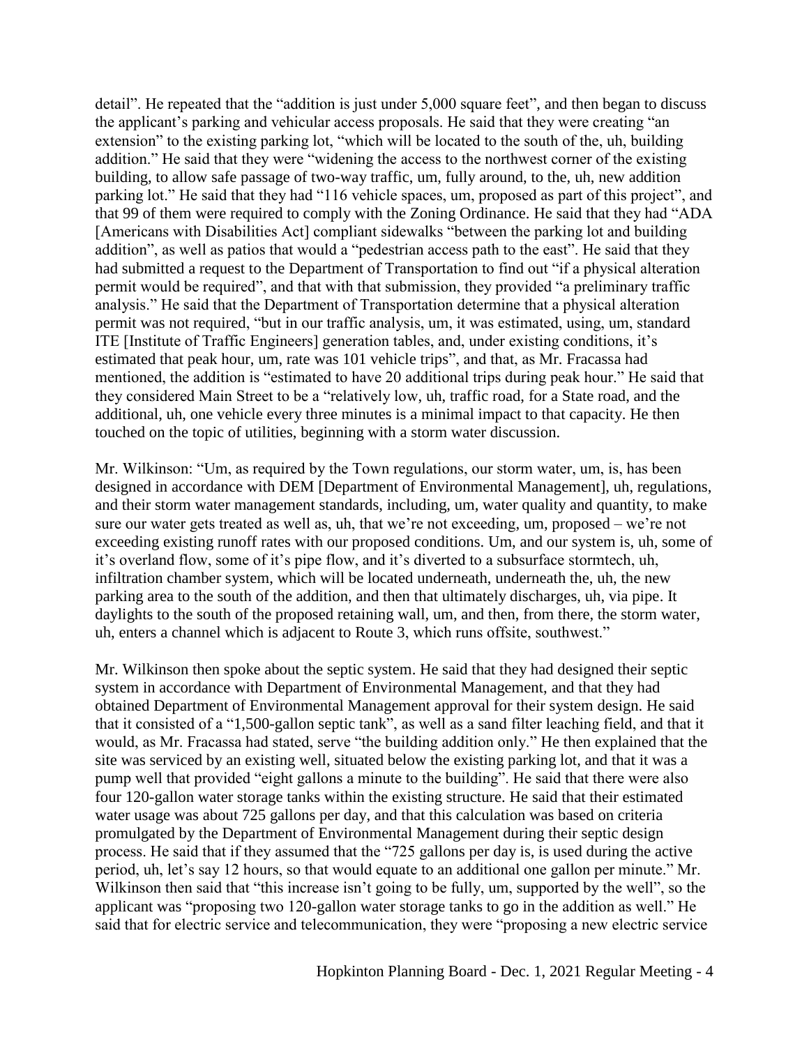detail". He repeated that the "addition is just under 5,000 square feet", and then began to discuss the applicant's parking and vehicular access proposals. He said that they were creating "an extension" to the existing parking lot, "which will be located to the south of the, uh, building addition." He said that they were "widening the access to the northwest corner of the existing building, to allow safe passage of two-way traffic, um, fully around, to the, uh, new addition parking lot." He said that they had "116 vehicle spaces, um, proposed as part of this project", and that 99 of them were required to comply with the Zoning Ordinance. He said that they had "ADA [Americans with Disabilities Act] compliant sidewalks "between the parking lot and building addition", as well as patios that would a "pedestrian access path to the east". He said that they had submitted a request to the Department of Transportation to find out "if a physical alteration permit would be required", and that with that submission, they provided "a preliminary traffic analysis." He said that the Department of Transportation determine that a physical alteration permit was not required, "but in our traffic analysis, um, it was estimated, using, um, standard ITE [Institute of Traffic Engineers] generation tables, and, under existing conditions, it's estimated that peak hour, um, rate was 101 vehicle trips", and that, as Mr. Fracassa had mentioned, the addition is "estimated to have 20 additional trips during peak hour." He said that they considered Main Street to be a "relatively low, uh, traffic road, for a State road, and the additional, uh, one vehicle every three minutes is a minimal impact to that capacity. He then touched on the topic of utilities, beginning with a storm water discussion.

Mr. Wilkinson: "Um, as required by the Town regulations, our storm water, um, is, has been designed in accordance with DEM [Department of Environmental Management], uh, regulations, and their storm water management standards, including, um, water quality and quantity, to make sure our water gets treated as well as, uh, that we're not exceeding, um, proposed – we're not exceeding existing runoff rates with our proposed conditions. Um, and our system is, uh, some of it's overland flow, some of it's pipe flow, and it's diverted to a subsurface stormtech, uh, infiltration chamber system, which will be located underneath, underneath the, uh, the new parking area to the south of the addition, and then that ultimately discharges, uh, via pipe. It daylights to the south of the proposed retaining wall, um, and then, from there, the storm water, uh, enters a channel which is adjacent to Route 3, which runs offsite, southwest."

Mr. Wilkinson then spoke about the septic system. He said that they had designed their septic system in accordance with Department of Environmental Management, and that they had obtained Department of Environmental Management approval for their system design. He said that it consisted of a "1,500-gallon septic tank", as well as a sand filter leaching field, and that it would, as Mr. Fracassa had stated, serve "the building addition only." He then explained that the site was serviced by an existing well, situated below the existing parking lot, and that it was a pump well that provided "eight gallons a minute to the building". He said that there were also four 120-gallon water storage tanks within the existing structure. He said that their estimated water usage was about 725 gallons per day, and that this calculation was based on criteria promulgated by the Department of Environmental Management during their septic design process. He said that if they assumed that the "725 gallons per day is, is used during the active period, uh, let's say 12 hours, so that would equate to an additional one gallon per minute." Mr. Wilkinson then said that "this increase isn't going to be fully, um, supported by the well", so the applicant was "proposing two 120-gallon water storage tanks to go in the addition as well." He said that for electric service and telecommunication, they were "proposing a new electric service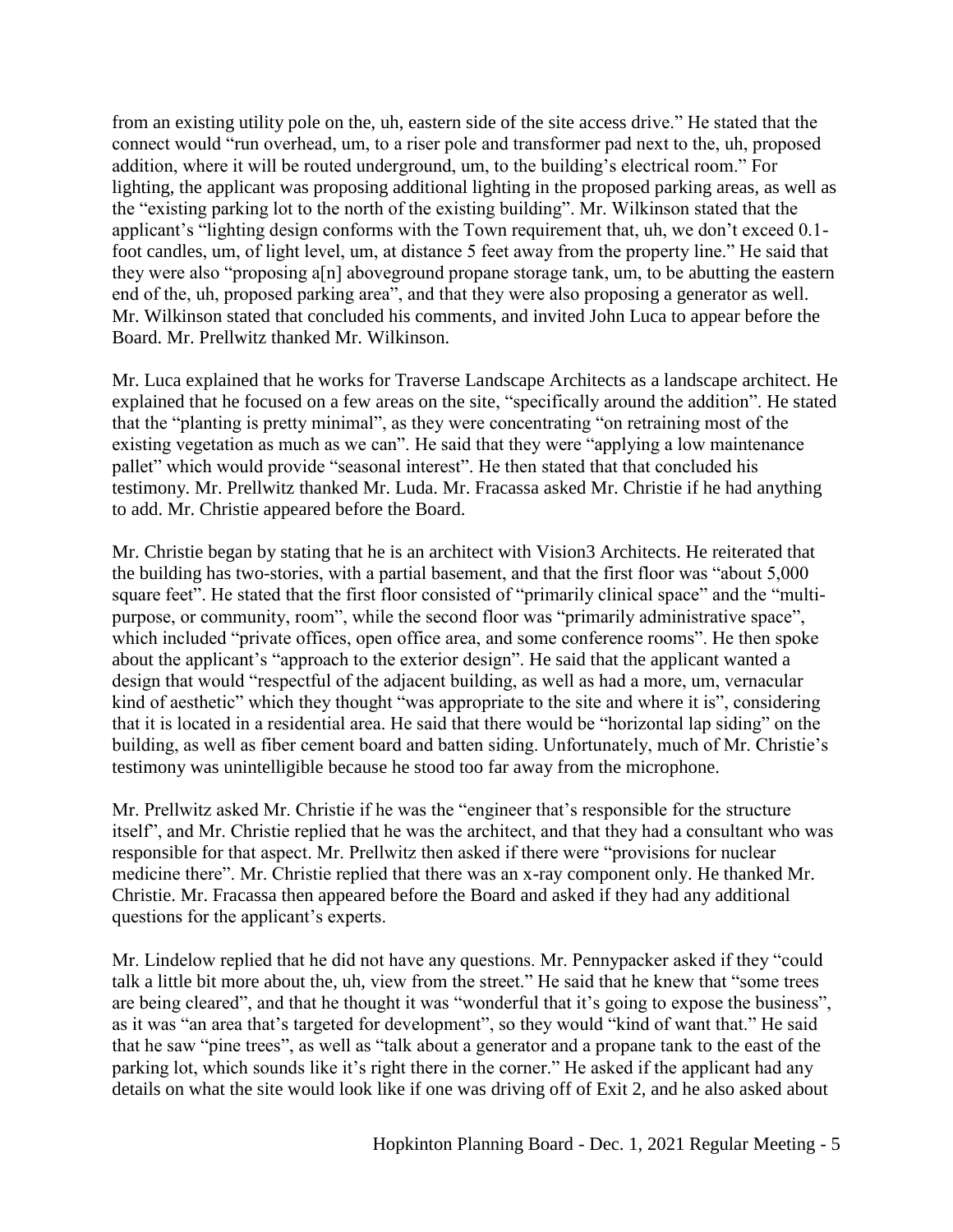from an existing utility pole on the, uh, eastern side of the site access drive." He stated that the connect would "run overhead, um, to a riser pole and transformer pad next to the, uh, proposed addition, where it will be routed underground, um, to the building's electrical room." For lighting, the applicant was proposing additional lighting in the proposed parking areas, as well as the "existing parking lot to the north of the existing building". Mr. Wilkinson stated that the applicant's "lighting design conforms with the Town requirement that, uh, we don't exceed 0.1-foot candles, um, of light level, um, at distance 5 feet away from the property line." He said that they were also "proposing a[n] aboveground propane storage tank, um, to be abutting the eastern end of the, uh, proposed parking area", and that they were also proposing a generator as well. Mr. Wilkinson stated that concluded his comments, and invited John Luca to appear before the Board. Mr. Prellwitz thanked Mr. Wilkinson.

Mr. Luca explained that he works for Traverse Landscape Architects as a landscape architect. He explained that he focused on a few areas on the site, "specifically around the addition". He stated that the "planting is pretty minimal", as they were concentrating "on retraining most of the existing vegetation as much as we can". He said that they were "applying a low maintenance pallet" which would provide "seasonal interest". He then stated that that concluded his testimony. Mr. Prellwitz thanked Mr. Luda. Mr. Fracassa asked Mr. Christie if he had anything to add. Mr. Christie appeared before the Board.

Mr. Christie began by stating that he is an architect with Vision3 Architects. He reiterated that the building has two-stories, with a partial basement, and that the first floor was "about 5,000 square feet". He stated that the first floor consisted of "primarily clinical space" and the "multi-purpose, or community, room", while the second floor was "primarily administrative space", which included "private offices, open office area, and some conference rooms". He then spoke about the applicant's "approach to the exterior design". He said that the applicant wanted a design that would "respectful of the adjacent building, as well as had a more, um, vernacular kind of aesthetic" which they thought "was appropriate to the site and where it is", considering that it is located in a residential area. He said that there would be "horizontal lap siding" on the building, as well as fiber cement board and batten siding. Unfortunately, much of Mr. Christie's testimony was unintelligible because he stood too far away from the microphone.

Mr. Prellwitz asked Mr. Christie if he was the "engineer that's responsible for the structure itself", and Mr. Christie replied that he was the architect, and that they had a consultant who was responsible for that aspect. Mr. Prellwitz then asked if there were "provisions for nuclear medicine there". Mr. Christie replied that there was an x-ray component only. He thanked Mr. Christie. Mr. Fracassa then appeared before the Board and asked if they had any additional questions for the applicant's experts.

Mr. Lindelow replied that he did not have any questions. Mr. Pennypacker asked if they "could talk a little bit more about the, uh, view from the street." He said that he knew that "some trees are being cleared", and that he thought it was "wonderful that it's going to expose the business", as it was "an area that's targeted for development", so they would "kind of want that." He said that he saw "pine trees", as well as "talk about a generator and a propane tank to the east of the parking lot, which sounds like it's right there in the corner." He asked if the applicant had any details on what the site would look like if one was driving off of Exit 2, and he also asked about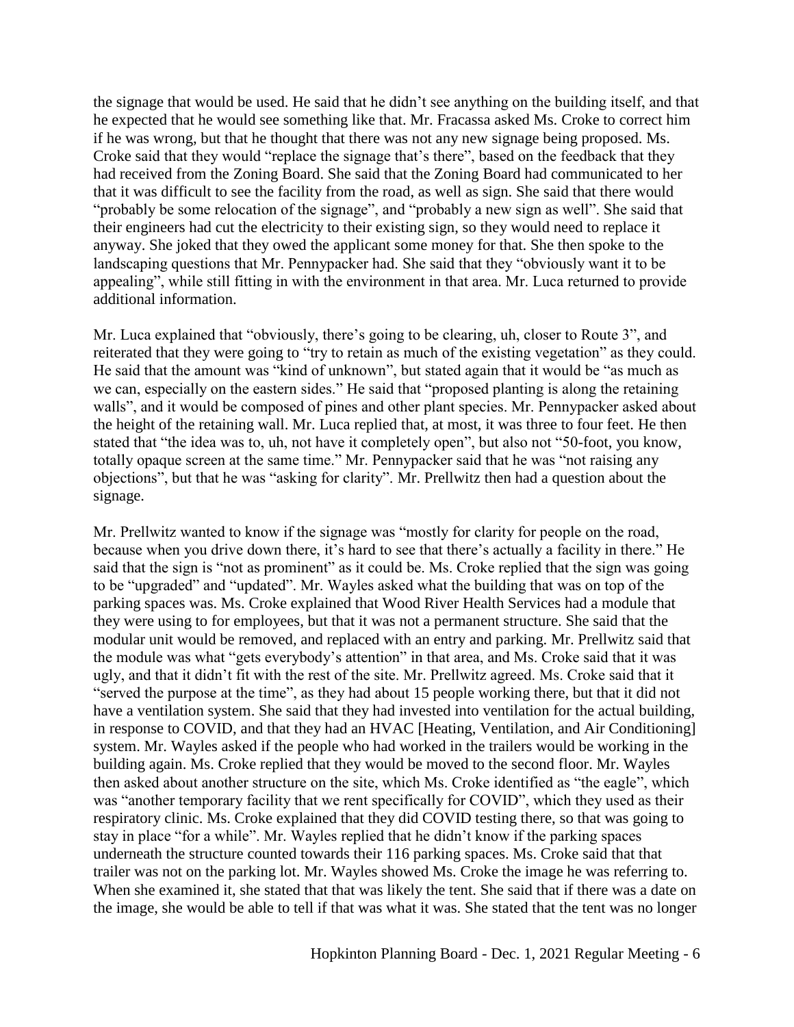the signage that would be used. He said that he didn't see anything on the building itself, and that he expected that he would see something like that. Mr. Fracassa asked Ms. Croke to correct him if he was wrong, but that he thought that there was not any new signage being proposed. Ms. Croke said that they would "replace the signage that's there", based on the feedback that they had received from the Zoning Board. She said that the Zoning Board had communicated to her that it was difficult to see the facility from the road, as well as sign. She said that there would "probably be some relocation of the signage", and "probably a new sign as well". She said that their engineers had cut the electricity to their existing sign, so they would need to replace it anyway. She joked that they owed the applicant some money for that. She then spoke to the landscaping questions that Mr. Pennypacker had. She said that they "obviously want it to be appealing", while still fitting in with the environment in that area. Mr. Luca returned to provide additional information.

Mr. Luca explained that "obviously, there's going to be clearing, uh, closer to Route 3", and reiterated that they were going to "try to retain as much of the existing vegetation" as they could. He said that the amount was "kind of unknown", but stated again that it would be "as much as we can, especially on the eastern sides." He said that "proposed planting is along the retaining walls", and it would be composed of pines and other plant species. Mr. Pennypacker asked about the height of the retaining wall. Mr. Luca replied that, at most, it was three to four feet. He then stated that "the idea was to, uh, not have it completely open", but also not "50-foot, you know, totally opaque screen at the same time." Mr. Pennypacker said that he was "not raising any objections", but that he was "asking for clarity". Mr. Prellwitz then had a question about the signage.

Mr. Prellwitz wanted to know if the signage was "mostly for clarity for people on the road, because when you drive down there, it's hard to see that there's actually a facility in there." He said that the sign is "not as prominent" as it could be. Ms. Croke replied that the sign was going to be "upgraded" and "updated". Mr. Wayles asked what the building that was on top of the parking spaces was. Ms. Croke explained that Wood River Health Services had a module that they were using to for employees, but that it was not a permanent structure. She said that the modular unit would be removed, and replaced with an entry and parking. Mr. Prellwitz said that the module was what "gets everybody's attention" in that area, and Ms. Croke said that it was ugly, and that it didn't fit with the rest of the site. Mr. Prellwitz agreed. Ms. Croke said that it "served the purpose at the time", as they had about 15 people working there, but that it did not have a ventilation system. She said that they had invested into ventilation for the actual building, in response to COVID, and that they had an HVAC [Heating, Ventilation, and Air Conditioning] system. Mr. Wayles asked if the people who had worked in the trailers would be working in the building again. Ms. Croke replied that they would be moved to the second floor. Mr. Wayles then asked about another structure on the site, which Ms. Croke identified as "the eagle", which was "another temporary facility that we rent specifically for COVID", which they used as their respiratory clinic. Ms. Croke explained that they did COVID testing there, so that was going to stay in place "for a while". Mr. Wayles replied that he didn't know if the parking spaces underneath the structure counted towards their 116 parking spaces. Ms. Croke said that that trailer was not on the parking lot. Mr. Wayles showed Ms. Croke the image he was referring to. When she examined it, she stated that that was likely the tent. She said that if there was a date on the image, she would be able to tell if that was what it was. She stated that the tent was no longer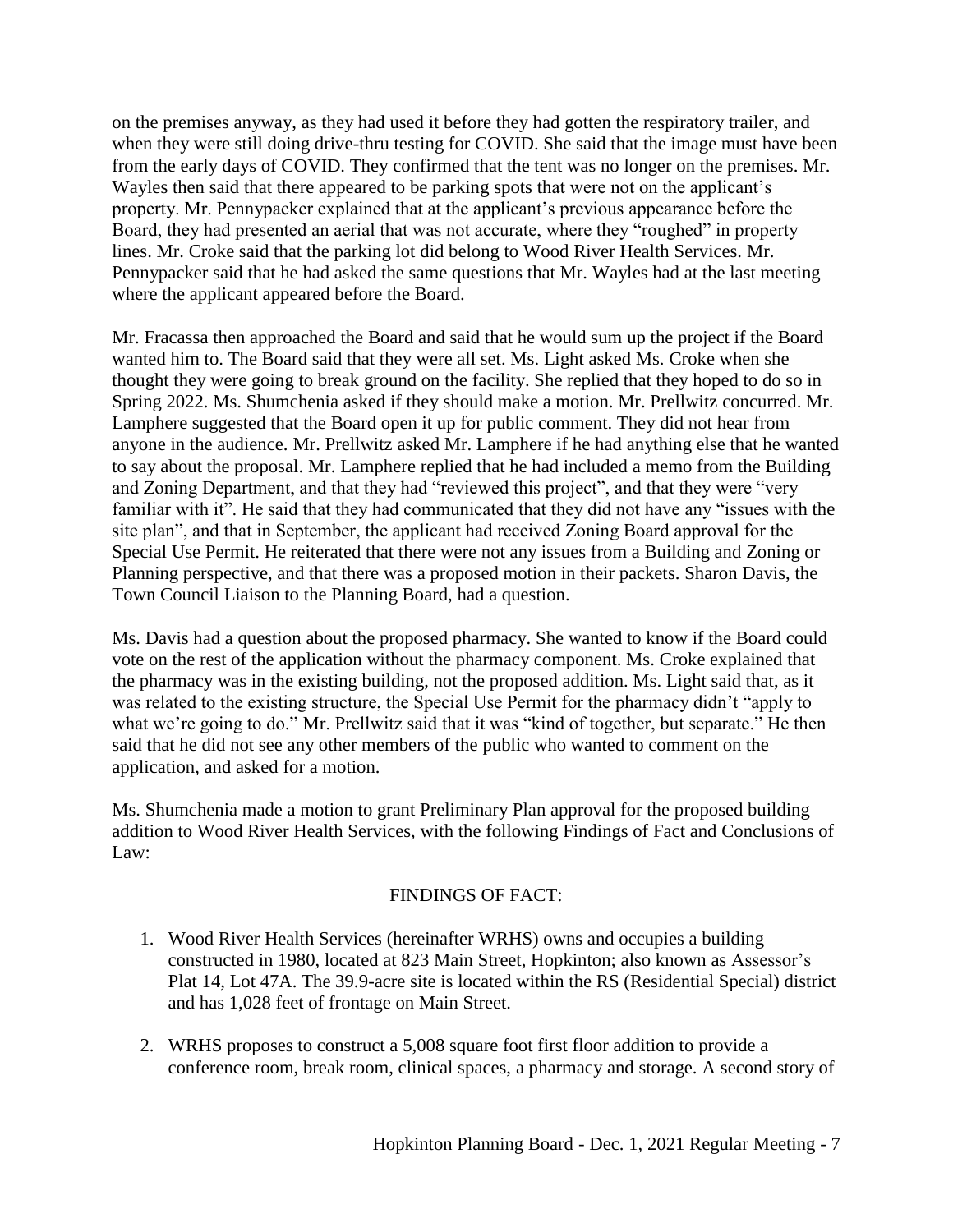on the premises anyway, as they had used it before they had gotten the respiratory trailer, and when they were still doing drive-thru testing for COVID. She said that the image must have been from the early days of COVID. They confirmed that the tent was no longer on the premises. Mr. Wayles then said that there appeared to be parking spots that were not on the applicant's property. Mr. Pennypacker explained that at the applicant's previous appearance before the Board, they had presented an aerial that was not accurate, where they "roughed" in property lines. Mr. Croke said that the parking lot did belong to Wood River Health Services. Mr. Pennypacker said that he had asked the same questions that Mr. Wayles had at the last meeting where the applicant appeared before the Board.

Mr. Fracassa then approached the Board and said that he would sum up the project if the Board wanted him to. The Board said that they were all set. Ms. Light asked Ms. Croke when she thought they were going to break ground on the facility. She replied that they hoped to do so in Spring 2022. Ms. Shumchenia asked if they should make a motion. Mr. Prellwitz concurred. Mr. Lamphere suggested that the Board open it up for public comment. They did not hear from anyone in the audience. Mr. Prellwitz asked Mr. Lamphere if he had anything else that he wanted to say about the proposal. Mr. Lamphere replied that he had included a memo from the Building and Zoning Department, and that they had "reviewed this project", and that they were "very familiar with it". He said that they had communicated that they did not have any "issues with the site plan", and that in September, the applicant had received Zoning Board approval for the Special Use Permit. He reiterated that there were not any issues from a Building and Zoning or Planning perspective, and that there was a proposed motion in their packets. Sharon Davis, the Town Council Liaison to the Planning Board, had a question.

Ms. Davis had a question about the proposed pharmacy. She wanted to know if the Board could vote on the rest of the application without the pharmacy component. Ms. Croke explained that the pharmacy was in the existing building, not the proposed addition. Ms. Light said that, as it was related to the existing structure, the Special Use Permit for the pharmacy didn't "apply to what we're going to do." Mr. Prellwitz said that it was "kind of together, but separate." He then said that he did not see any other members of the public who wanted to comment on the application, and asked for a motion.

Ms. Shumchenia made a motion to grant Preliminary Plan approval for the proposed building addition to Wood River Health Services, with the following Findings of Fact and Conclusions of Law:

FINDINGS OF FACT:

1. Wood River Health Services (hereinafter WRHS) owns and occupies a building constructed in 1980, located at 823 Main Street, Hopkinton; also known as Assessor's Plat 14, Lot 47A. The 39.9-acre site is located within the RS (Residential Special) district and has 1,028 feet of frontage on Main Street.
2. WRHS proposes to construct a 5,008 square foot first floor addition to provide a conference room, break room, clinical spaces, a pharmacy and storage. A second story of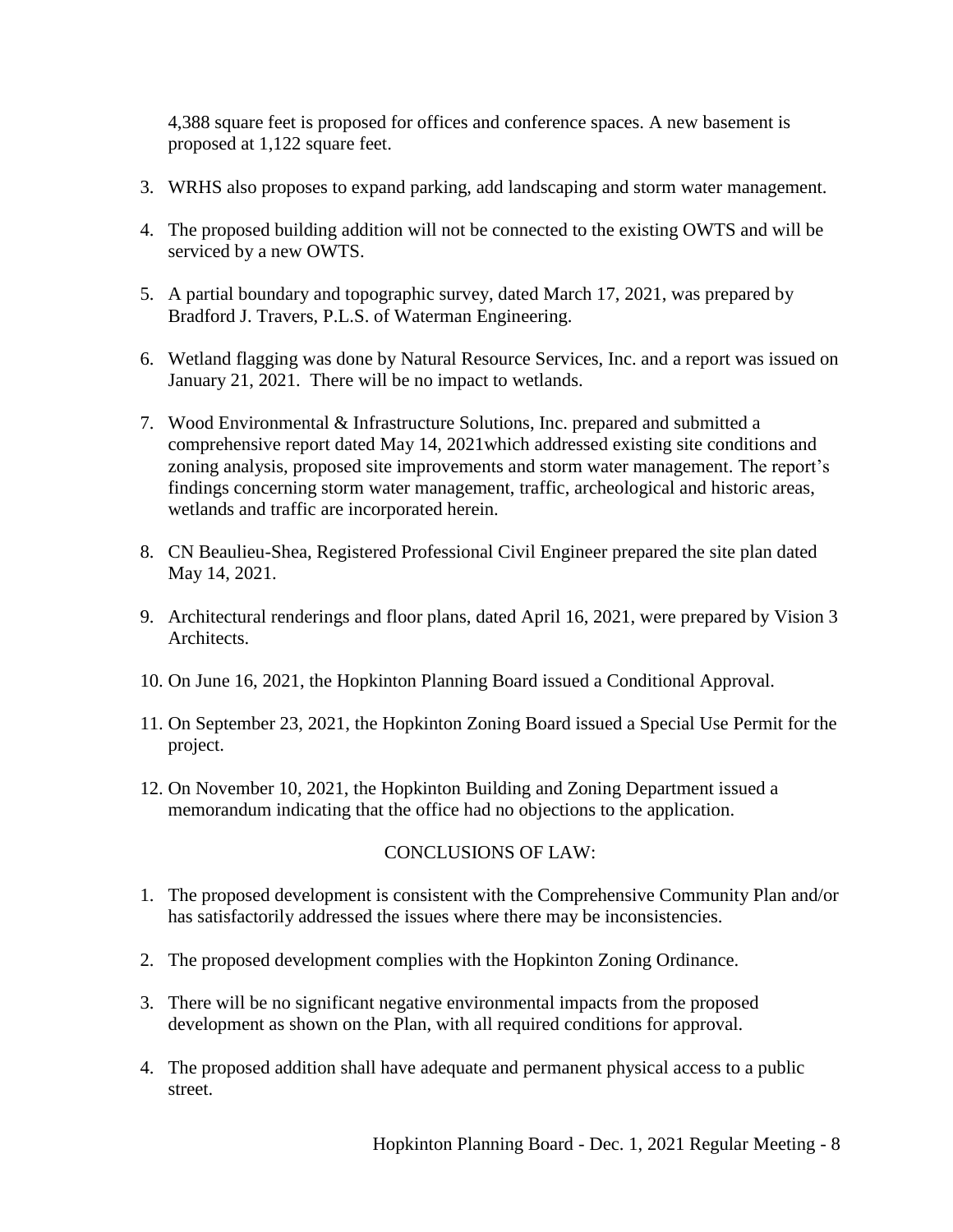4,388 square feet is proposed for offices and conference spaces. A new basement is proposed at 1,122 square feet.

3. WRHS also proposes to expand parking, add landscaping and storm water management.

4. The proposed building addition will not be connected to the existing OWTS and will be serviced by a new OWTS.

5. A partial boundary and topographic survey, dated March 17, 2021, was prepared by Bradford J. Travers, P.L.S. of Waterman Engineering.

6. Wetland flagging was done by Natural Resource Services, Inc. and a report was issued on January 21, 2021. There will be no impact to wetlands.

7. Wood Environmental & Infrastructure Solutions, Inc. prepared and submitted a comprehensive report dated May 14, 2021which addressed existing site conditions and zoning analysis, proposed site improvements and storm water management. The report's findings concerning storm water management, traffic, archeological and historic areas, wetlands and traffic are incorporated herein.

8. CN Beaulieu-Shea, Registered Professional Civil Engineer prepared the site plan dated May 14, 2021.

9. Architectural renderings and floor plans, dated April 16, 2021, were prepared by Vision 3 Architects.

10. On June 16, 2021, the Hopkinton Planning Board issued a Conditional Approval.

11. On September 23, 2021, the Hopkinton Zoning Board issued a Special Use Permit for the project.

12. On November 10, 2021, the Hopkinton Building and Zoning Department issued a memorandum indicating that the office had no objections to the application.

CONCLUSIONS OF LAW:

1. The proposed development is consistent with the Comprehensive Community Plan and/or has satisfactorily addressed the issues where there may be inconsistencies.

2. The proposed development complies with the Hopkinton Zoning Ordinance.

3. There will be no significant negative environmental impacts from the proposed development as shown on the Plan, with all required conditions for approval.

4. The proposed addition shall have adequate and permanent physical access to a public street.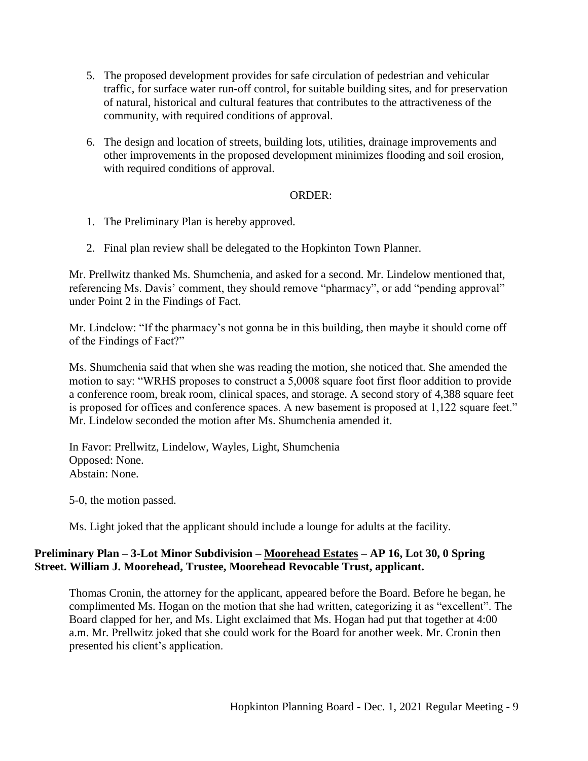5. The proposed development provides for safe circulation of pedestrian and vehicular traffic, for surface water run-off control, for suitable building sites, and for preservation of natural, historical and cultural features that contributes to the attractiveness of the community, with required conditions of approval.

6. The design and location of streets, building lots, utilities, drainage improvements and other improvements in the proposed development minimizes flooding and soil erosion, with required conditions of approval.

ORDER:

1. The Preliminary Plan is hereby approved.

2. Final plan review shall be delegated to the Hopkinton Town Planner.

Mr. Prellwitz thanked Ms. Shumchenia, and asked for a second. Mr. Lindelow mentioned that, referencing Ms. Davis' comment, they should remove "pharmacy", or add "pending approval" under Point 2 in the Findings of Fact.

Mr. Lindelow: "If the pharmacy's not gonna be in this building, then maybe it should come off of the Findings of Fact?"

Ms. Shumchenia said that when she was reading the motion, she noticed that. She amended the motion to say: "WRHS proposes to construct a 5,0008 square foot first floor addition to provide a conference room, break room, clinical spaces, and storage. A second story of 4,388 square feet is proposed for offices and conference spaces. A new basement is proposed at 1,122 square feet." Mr. Lindelow seconded the motion after Ms. Shumchenia amended it.

In Favor: Prellwitz, Lindelow, Wayles, Light, Shumchenia
Opposed: None.
Abstain: None.

5-0, the motion passed.

Ms. Light joked that the applicant should include a lounge for adults at the facility.

**Preliminary Plan – 3-Lot Minor Subdivision – Moorehead Estates – AP 16, Lot 30, 0 Spring Street. William J. Moorehead, Trustee, Moorehead Revocable Trust, applicant.**

Thomas Cronin, the attorney for the applicant, appeared before the Board. Before he began, he complimented Ms. Hogan on the motion that she had written, categorizing it as "excellent". The Board clapped for her, and Ms. Light exclaimed that Ms. Hogan had put that together at 4:00 a.m. Mr. Prellwitz joked that she could work for the Board for another week. Mr. Cronin then presented his client's application.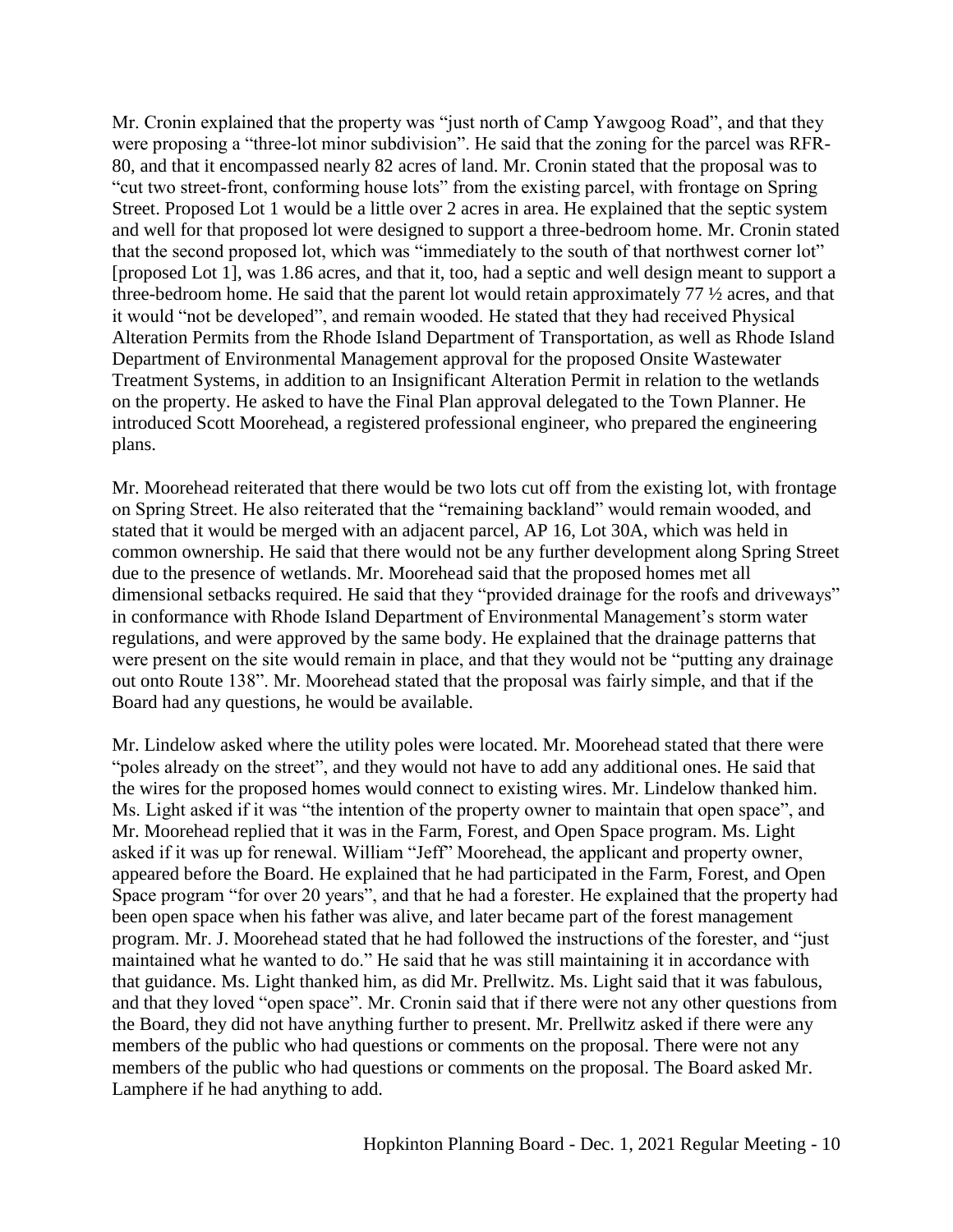Mr. Cronin explained that the property was "just north of Camp Yawgoog Road", and that they were proposing a "three-lot minor subdivision". He said that the zoning for the parcel was RFR-80, and that it encompassed nearly 82 acres of land. Mr. Cronin stated that the proposal was to "cut two street-front, conforming house lots" from the existing parcel, with frontage on Spring Street. Proposed Lot 1 would be a little over 2 acres in area. He explained that the septic system and well for that proposed lot were designed to support a three-bedroom home. Mr. Cronin stated that the second proposed lot, which was "immediately to the south of that northwest corner lot" [proposed Lot 1], was 1.86 acres, and that it, too, had a septic and well design meant to support a three-bedroom home. He said that the parent lot would retain approximately 77 ½ acres, and that it would "not be developed", and remain wooded. He stated that they had received Physical Alteration Permits from the Rhode Island Department of Transportation, as well as Rhode Island Department of Environmental Management approval for the proposed Onsite Wastewater Treatment Systems, in addition to an Insignificant Alteration Permit in relation to the wetlands on the property. He asked to have the Final Plan approval delegated to the Town Planner. He introduced Scott Moorehead, a registered professional engineer, who prepared the engineering plans.

Mr. Moorehead reiterated that there would be two lots cut off from the existing lot, with frontage on Spring Street. He also reiterated that the "remaining backland" would remain wooded, and stated that it would be merged with an adjacent parcel, AP 16, Lot 30A, which was held in common ownership. He said that there would not be any further development along Spring Street due to the presence of wetlands. Mr. Moorehead said that the proposed homes met all dimensional setbacks required. He said that they "provided drainage for the roofs and driveways" in conformance with Rhode Island Department of Environmental Management's storm water regulations, and were approved by the same body. He explained that the drainage patterns that were present on the site would remain in place, and that they would not be "putting any drainage out onto Route 138". Mr. Moorehead stated that the proposal was fairly simple, and that if the Board had any questions, he would be available.

Mr. Lindelow asked where the utility poles were located. Mr. Moorehead stated that there were "poles already on the street", and they would not have to add any additional ones. He said that the wires for the proposed homes would connect to existing wires. Mr. Lindelow thanked him. Ms. Light asked if it was "the intention of the property owner to maintain that open space", and Mr. Moorehead replied that it was in the Farm, Forest, and Open Space program. Ms. Light asked if it was up for renewal. William "Jeff" Moorehead, the applicant and property owner, appeared before the Board. He explained that he had participated in the Farm, Forest, and Open Space program "for over 20 years", and that he had a forester. He explained that the property had been open space when his father was alive, and later became part of the forest management program. Mr. J. Moorehead stated that he had followed the instructions of the forester, and "just maintained what he wanted to do." He said that he was still maintaining it in accordance with that guidance. Ms. Light thanked him, as did Mr. Prellwitz. Ms. Light said that it was fabulous, and that they loved "open space". Mr. Cronin said that if there were not any other questions from the Board, they did not have anything further to present. Mr. Prellwitz asked if there were any members of the public who had questions or comments on the proposal. There were not any members of the public who had questions or comments on the proposal. The Board asked Mr. Lamphere if he had anything to add.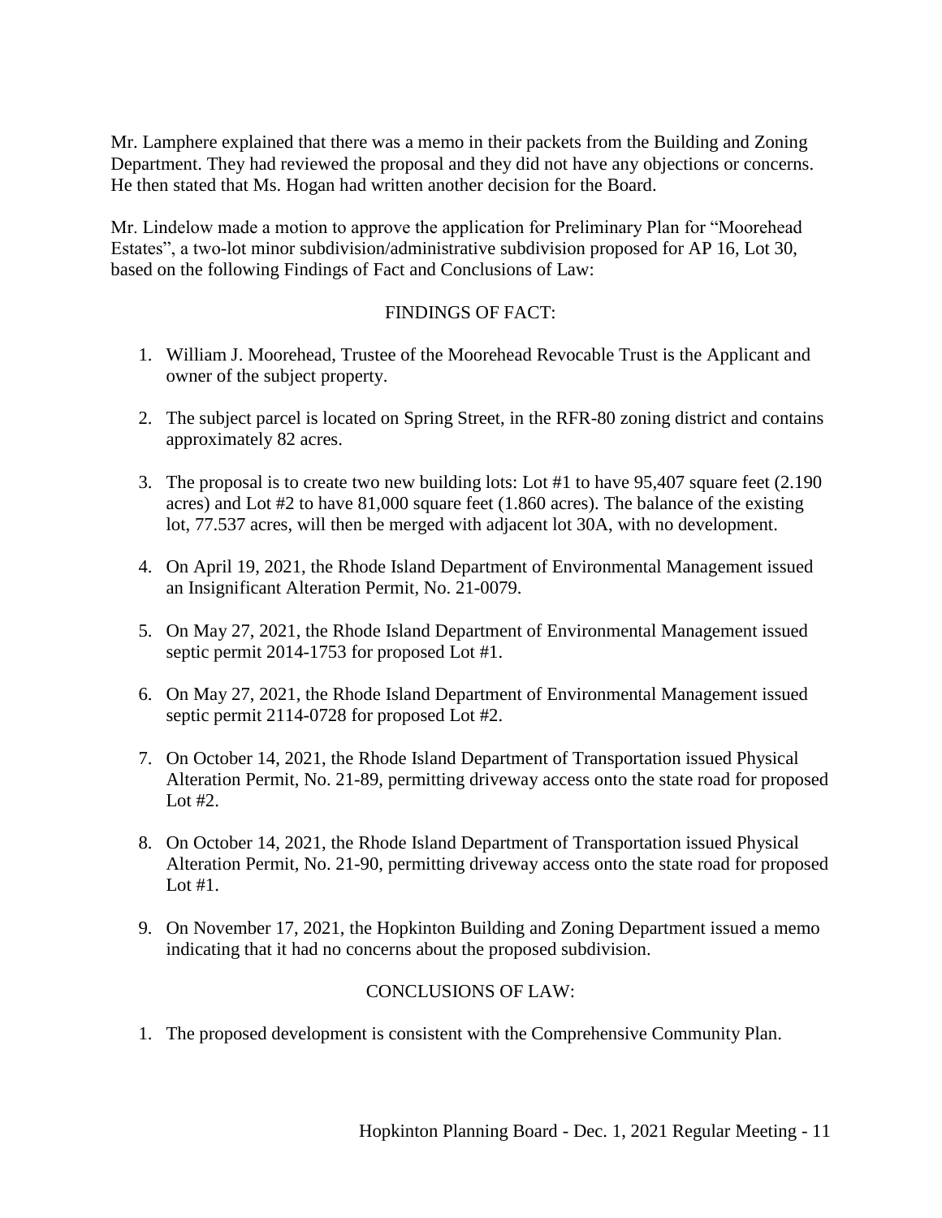Mr. Lamphere explained that there was a memo in their packets from the Building and Zoning Department. They had reviewed the proposal and they did not have any objections or concerns. He then stated that Ms. Hogan had written another decision for the Board.

Mr. Lindelow made a motion to approve the application for Preliminary Plan for "Moorehead Estates", a two-lot minor subdivision/administrative subdivision proposed for AP 16, Lot 30, based on the following Findings of Fact and Conclusions of Law:

FINDINGS OF FACT:

1. William J. Moorehead, Trustee of the Moorehead Revocable Trust is the Applicant and owner of the subject property.

2. The subject parcel is located on Spring Street, in the RFR-80 zoning district and contains approximately 82 acres.

3. The proposal is to create two new building lots: Lot #1 to have 95,407 square feet (2.190 acres) and Lot #2 to have 81,000 square feet (1.860 acres). The balance of the existing lot, 77.537 acres, will then be merged with adjacent lot 30A, with no development.

4. On April 19, 2021, the Rhode Island Department of Environmental Management issued an Insignificant Alteration Permit, No. 21-0079.

5. On May 27, 2021, the Rhode Island Department of Environmental Management issued septic permit 2014-1753 for proposed Lot #1.

6. On May 27, 2021, the Rhode Island Department of Environmental Management issued septic permit 2114-0728 for proposed Lot #2.

7. On October 14, 2021, the Rhode Island Department of Transportation issued Physical Alteration Permit, No. 21-89, permitting driveway access onto the state road for proposed Lot #2.

8. On October 14, 2021, the Rhode Island Department of Transportation issued Physical Alteration Permit, No. 21-90, permitting driveway access onto the state road for proposed Lot #1.

9. On November 17, 2021, the Hopkinton Building and Zoning Department issued a memo indicating that it had no concerns about the proposed subdivision.

CONCLUSIONS OF LAW:

1. The proposed development is consistent with the Comprehensive Community Plan.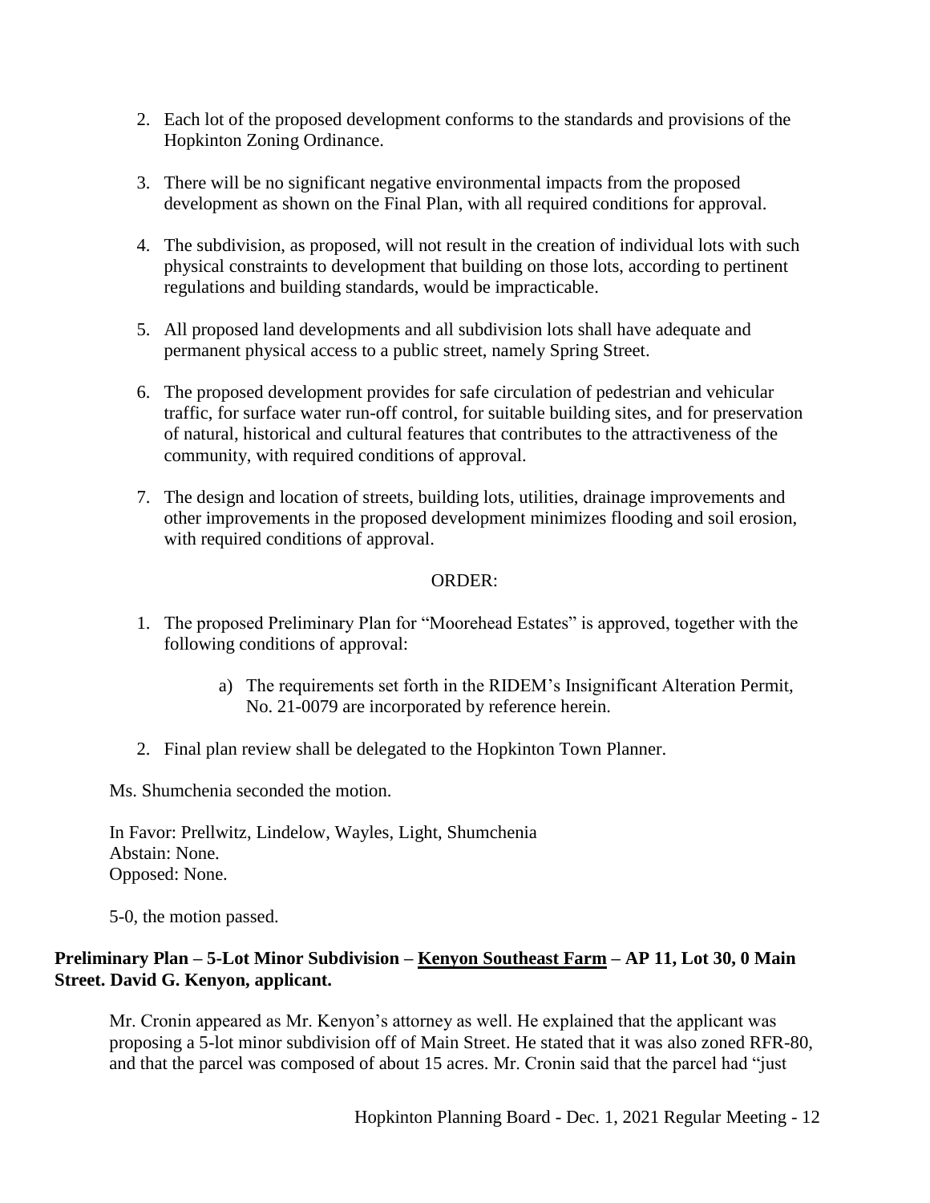2. Each lot of the proposed development conforms to the standards and provisions of the Hopkinton Zoning Ordinance.

3. There will be no significant negative environmental impacts from the proposed development as shown on the Final Plan, with all required conditions for approval.

4. The subdivision, as proposed, will not result in the creation of individual lots with such physical constraints to development that building on those lots, according to pertinent regulations and building standards, would be impracticable.

5. All proposed land developments and all subdivision lots shall have adequate and permanent physical access to a public street, namely Spring Street.

6. The proposed development provides for safe circulation of pedestrian and vehicular traffic, for surface water run-off control, for suitable building sites, and for preservation of natural, historical and cultural features that contributes to the attractiveness of the community, with required conditions of approval.

7. The design and location of streets, building lots, utilities, drainage improvements and other improvements in the proposed development minimizes flooding and soil erosion, with required conditions of approval.

ORDER:

1. The proposed Preliminary Plan for "Moorehead Estates" is approved, together with the following conditions of approval:

    a) The requirements set forth in the RIDEM's Insignificant Alteration Permit, No. 21-0079 are incorporated by reference herein.

2. Final plan review shall be delegated to the Hopkinton Town Planner.

Ms. Shumchenia seconded the motion.

In Favor: Prellwitz, Lindelow, Wayles, Light, Shumchenia
Abstain: None.
Opposed: None.

5-0, the motion passed.

**Preliminary Plan – 5-Lot Minor Subdivision – Kenyon Southeast Farm – AP 11, Lot 30, 0 Main Street. David G. Kenyon, applicant.**

Mr. Cronin appeared as Mr. Kenyon's attorney as well. He explained that the applicant was proposing a 5-lot minor subdivision off of Main Street. He stated that it was also zoned RFR-80, and that the parcel was composed of about 15 acres. Mr. Cronin said that the parcel had "just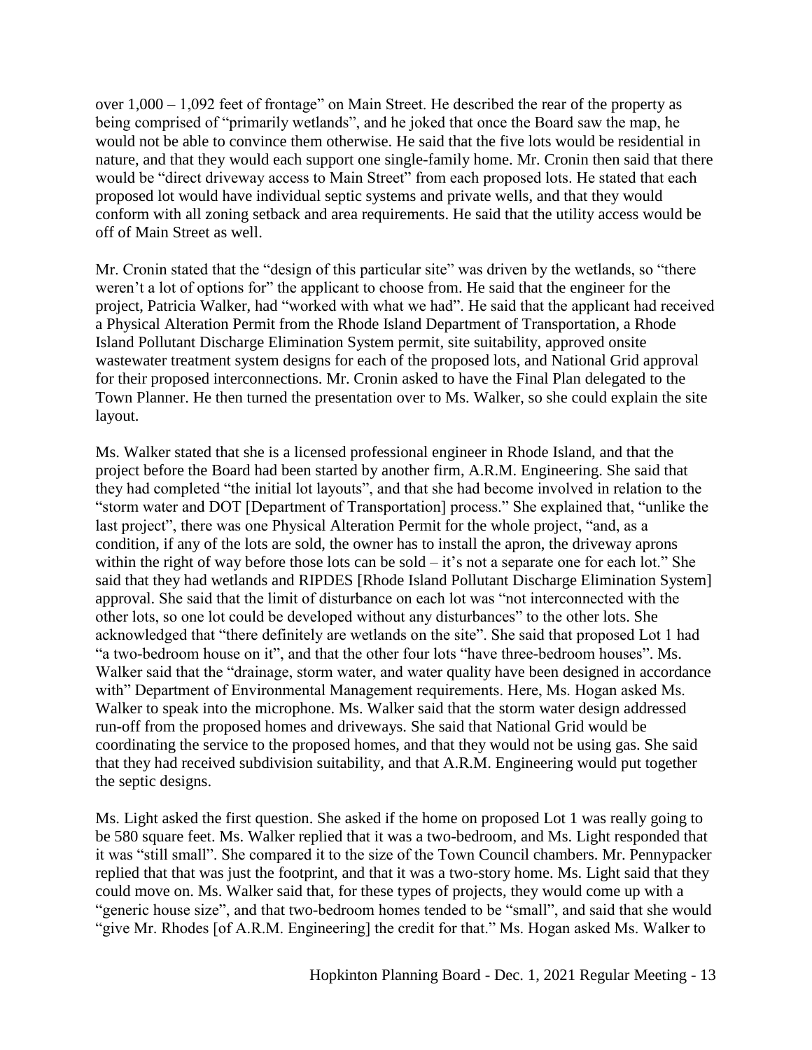over 1,000 – 1,092 feet of frontage" on Main Street. He described the rear of the property as being comprised of "primarily wetlands", and he joked that once the Board saw the map, he would not be able to convince them otherwise. He said that the five lots would be residential in nature, and that they would each support one single-family home. Mr. Cronin then said that there would be "direct driveway access to Main Street" from each proposed lots. He stated that each proposed lot would have individual septic systems and private wells, and that they would conform with all zoning setback and area requirements. He said that the utility access would be off of Main Street as well.

Mr. Cronin stated that the "design of this particular site" was driven by the wetlands, so "there weren't a lot of options for" the applicant to choose from. He said that the engineer for the project, Patricia Walker, had "worked with what we had". He said that the applicant had received a Physical Alteration Permit from the Rhode Island Department of Transportation, a Rhode Island Pollutant Discharge Elimination System permit, site suitability, approved onsite wastewater treatment system designs for each of the proposed lots, and National Grid approval for their proposed interconnections. Mr. Cronin asked to have the Final Plan delegated to the Town Planner. He then turned the presentation over to Ms. Walker, so she could explain the site layout.

Ms. Walker stated that she is a licensed professional engineer in Rhode Island, and that the project before the Board had been started by another firm, A.R.M. Engineering. She said that they had completed "the initial lot layouts", and that she had become involved in relation to the "storm water and DOT [Department of Transportation] process." She explained that, "unlike the last project", there was one Physical Alteration Permit for the whole project, "and, as a condition, if any of the lots are sold, the owner has to install the apron, the driveway aprons within the right of way before those lots can be sold – it's not a separate one for each lot." She said that they had wetlands and RIPDES [Rhode Island Pollutant Discharge Elimination System] approval. She said that the limit of disturbance on each lot was "not interconnected with the other lots, so one lot could be developed without any disturbances" to the other lots. She acknowledged that "there definitely are wetlands on the site". She said that proposed Lot 1 had "a two-bedroom house on it", and that the other four lots "have three-bedroom houses". Ms. Walker said that the "drainage, storm water, and water quality have been designed in accordance with" Department of Environmental Management requirements. Here, Ms. Hogan asked Ms. Walker to speak into the microphone. Ms. Walker said that the storm water design addressed run-off from the proposed homes and driveways. She said that National Grid would be coordinating the service to the proposed homes, and that they would not be using gas. She said that they had received subdivision suitability, and that A.R.M. Engineering would put together the septic designs.

Ms. Light asked the first question. She asked if the home on proposed Lot 1 was really going to be 580 square feet. Ms. Walker replied that it was a two-bedroom, and Ms. Light responded that it was "still small". She compared it to the size of the Town Council chambers. Mr. Pennypacker replied that that was just the footprint, and that it was a two-story home. Ms. Light said that they could move on. Ms. Walker said that, for these types of projects, they would come up with a "generic house size", and that two-bedroom homes tended to be "small", and said that she would "give Mr. Rhodes [of A.R.M. Engineering] the credit for that." Ms. Hogan asked Ms. Walker to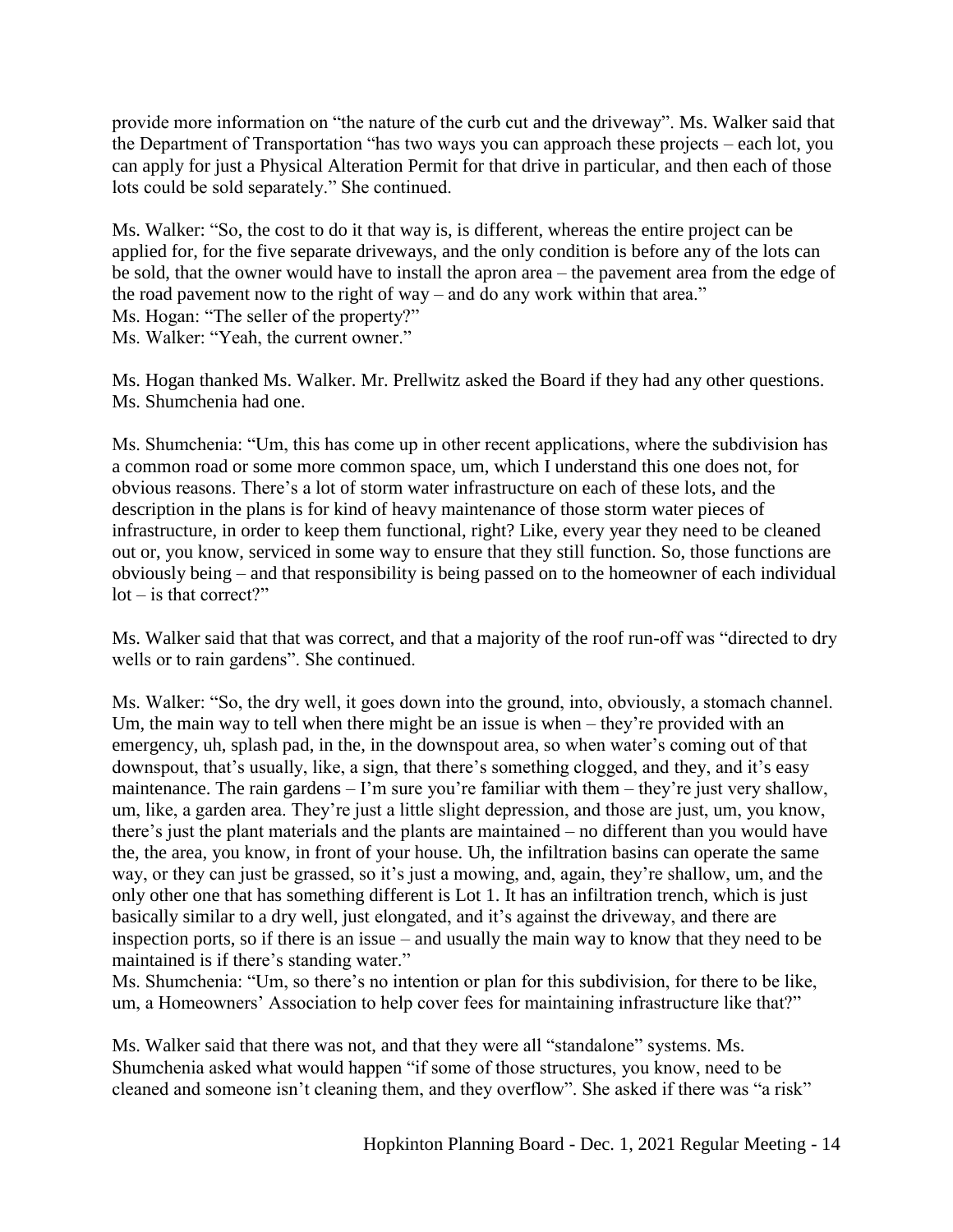provide more information on "the nature of the curb cut and the driveway". Ms. Walker said that the Department of Transportation "has two ways you can approach these projects – each lot, you can apply for just a Physical Alteration Permit for that drive in particular, and then each of those lots could be sold separately." She continued.

Ms. Walker: "So, the cost to do it that way is, is different, whereas the entire project can be applied for, for the five separate driveways, and the only condition is before any of the lots can be sold, that the owner would have to install the apron area – the pavement area from the edge of the road pavement now to the right of way – and do any work within that area."
Ms. Hogan: "The seller of the property?"
Ms. Walker: "Yeah, the current owner."

Ms. Hogan thanked Ms. Walker. Mr. Prellwitz asked the Board if they had any other questions. Ms. Shumchenia had one.

Ms. Shumchenia: "Um, this has come up in other recent applications, where the subdivision has a common road or some more common space, um, which I understand this one does not, for obvious reasons. There's a lot of storm water infrastructure on each of these lots, and the description in the plans is for kind of heavy maintenance of those storm water pieces of infrastructure, in order to keep them functional, right? Like, every year they need to be cleaned out or, you know, serviced in some way to ensure that they still function. So, those functions are obviously being – and that responsibility is being passed on to the homeowner of each individual lot – is that correct?"

Ms. Walker said that that was correct, and that a majority of the roof run-off was "directed to dry wells or to rain gardens". She continued.

Ms. Walker: "So, the dry well, it goes down into the ground, into, obviously, a stomach channel. Um, the main way to tell when there might be an issue is when – they're provided with an emergency, uh, splash pad, in the, in the downspout area, so when water's coming out of that downspout, that's usually, like, a sign, that there's something clogged, and they, and it's easy maintenance. The rain gardens – I'm sure you're familiar with them – they're just very shallow, um, like, a garden area. They're just a little slight depression, and those are just, um, you know, there's just the plant materials and the plants are maintained – no different than you would have the, the area, you know, in front of your house. Uh, the infiltration basins can operate the same way, or they can just be grassed, so it's just a mowing, and, again, they're shallow, um, and the only other one that has something different is Lot 1. It has an infiltration trench, which is just basically similar to a dry well, just elongated, and it's against the driveway, and there are inspection ports, so if there is an issue – and usually the main way to know that they need to be maintained is if there's standing water."
Ms. Shumchenia: "Um, so there's no intention or plan for this subdivision, for there to be like, um, a Homeowners' Association to help cover fees for maintaining infrastructure like that?"

Ms. Walker said that there was not, and that they were all "standalone" systems. Ms. Shumchenia asked what would happen "if some of those structures, you know, need to be cleaned and someone isn't cleaning them, and they overflow". She asked if there was "a risk"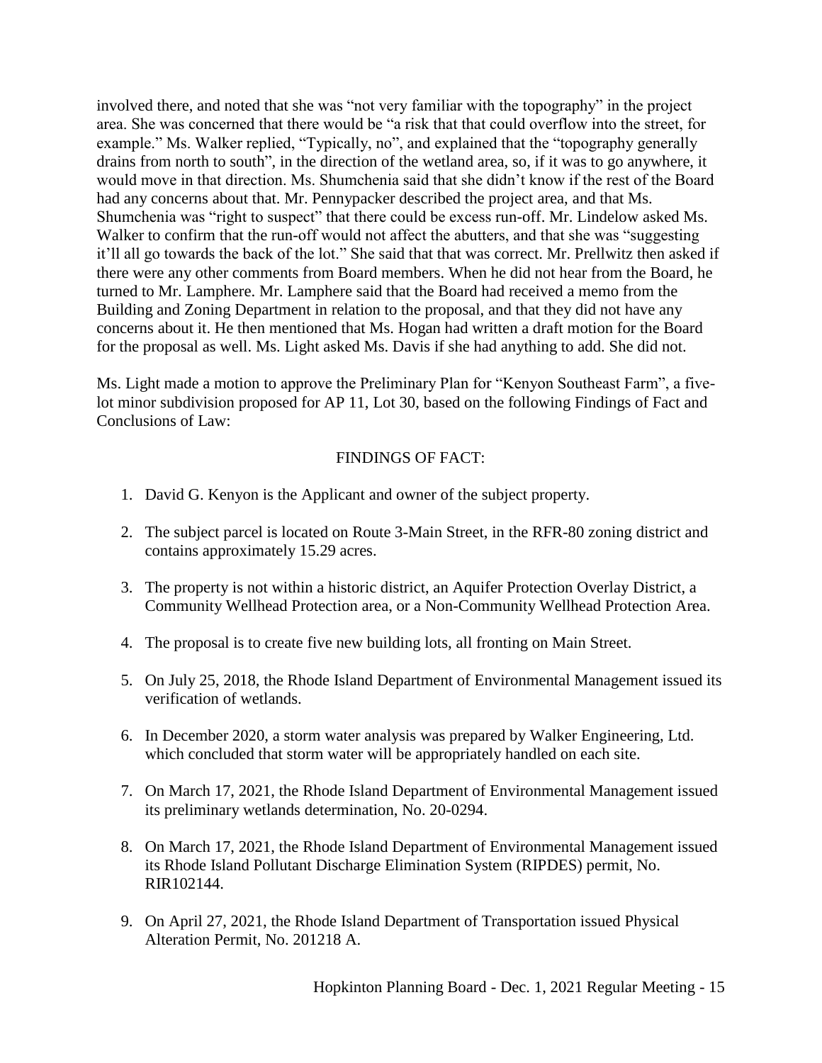involved there, and noted that she was "not very familiar with the topography" in the project area. She was concerned that there would be "a risk that that could overflow into the street, for example." Ms. Walker replied, "Typically, no", and explained that the "topography generally drains from north to south", in the direction of the wetland area, so, if it was to go anywhere, it would move in that direction. Ms. Shumchenia said that she didn't know if the rest of the Board had any concerns about that. Mr. Pennypacker described the project area, and that Ms. Shumchenia was "right to suspect" that there could be excess run-off. Mr. Lindelow asked Ms. Walker to confirm that the run-off would not affect the abutters, and that she was "suggesting it'll all go towards the back of the lot." She said that that was correct. Mr. Prellwitz then asked if there were any other comments from Board members. When he did not hear from the Board, he turned to Mr. Lamphere. Mr. Lamphere said that the Board had received a memo from the Building and Zoning Department in relation to the proposal, and that they did not have any concerns about it. He then mentioned that Ms. Hogan had written a draft motion for the Board for the proposal as well. Ms. Light asked Ms. Davis if she had anything to add. She did not.

Ms. Light made a motion to approve the Preliminary Plan for "Kenyon Southeast Farm", a five-lot minor subdivision proposed for AP 11, Lot 30, based on the following Findings of Fact and Conclusions of Law:

FINDINGS OF FACT:

1. David G. Kenyon is the Applicant and owner of the subject property.

2. The subject parcel is located on Route 3-Main Street, in the RFR-80 zoning district and contains approximately 15.29 acres.

3. The property is not within a historic district, an Aquifer Protection Overlay District, a Community Wellhead Protection area, or a Non-Community Wellhead Protection Area.

4. The proposal is to create five new building lots, all fronting on Main Street.

5. On July 25, 2018, the Rhode Island Department of Environmental Management issued its verification of wetlands.

6. In December 2020, a storm water analysis was prepared by Walker Engineering, Ltd. which concluded that storm water will be appropriately handled on each site.

7. On March 17, 2021, the Rhode Island Department of Environmental Management issued its preliminary wetlands determination, No. 20-0294.

8. On March 17, 2021, the Rhode Island Department of Environmental Management issued its Rhode Island Pollutant Discharge Elimination System (RIPDES) permit, No. RIR102144.

9. On April 27, 2021, the Rhode Island Department of Transportation issued Physical Alteration Permit, No. 201218 A.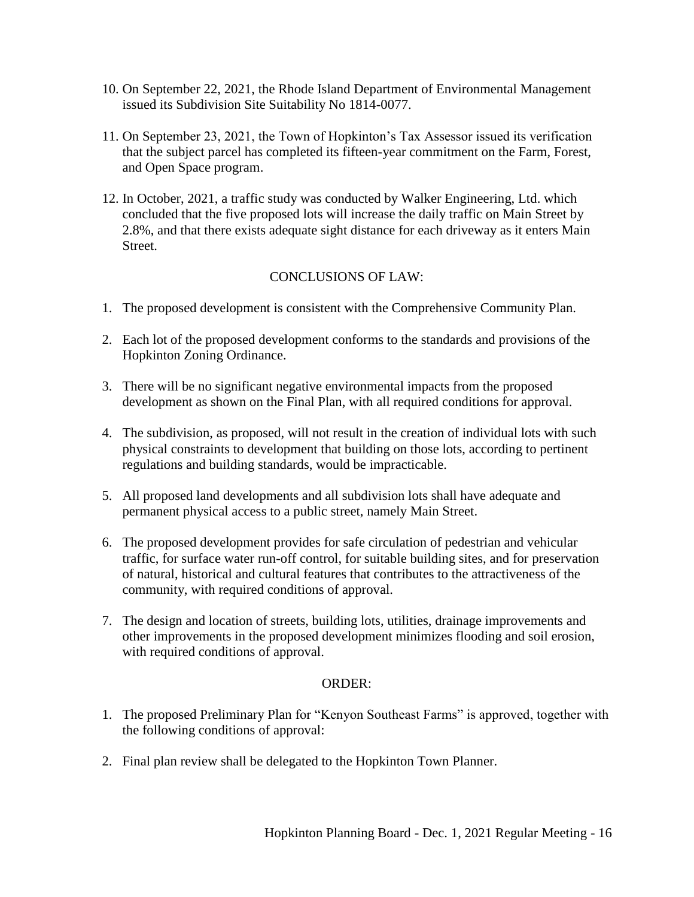10. On September 22, 2021, the Rhode Island Department of Environmental Management issued its Subdivision Site Suitability No 1814-0077.

11. On September 23, 2021, the Town of Hopkinton's Tax Assessor issued its verification that the subject parcel has completed its fifteen-year commitment on the Farm, Forest, and Open Space program.

12. In October, 2021, a traffic study was conducted by Walker Engineering, Ltd. which concluded that the five proposed lots will increase the daily traffic on Main Street by 2.8%, and that there exists adequate sight distance for each driveway as it enters Main Street.

CONCLUSIONS OF LAW:

1. The proposed development is consistent with the Comprehensive Community Plan.

2. Each lot of the proposed development conforms to the standards and provisions of the Hopkinton Zoning Ordinance.

3. There will be no significant negative environmental impacts from the proposed development as shown on the Final Plan, with all required conditions for approval.

4. The subdivision, as proposed, will not result in the creation of individual lots with such physical constraints to development that building on those lots, according to pertinent regulations and building standards, would be impracticable.

5. All proposed land developments and all subdivision lots shall have adequate and permanent physical access to a public street, namely Main Street.

6. The proposed development provides for safe circulation of pedestrian and vehicular traffic, for surface water run-off control, for suitable building sites, and for preservation of natural, historical and cultural features that contributes to the attractiveness of the community, with required conditions of approval.

7. The design and location of streets, building lots, utilities, drainage improvements and other improvements in the proposed development minimizes flooding and soil erosion, with required conditions of approval.

ORDER:

1. The proposed Preliminary Plan for "Kenyon Southeast Farms" is approved, together with the following conditions of approval:

2. Final plan review shall be delegated to the Hopkinton Town Planner.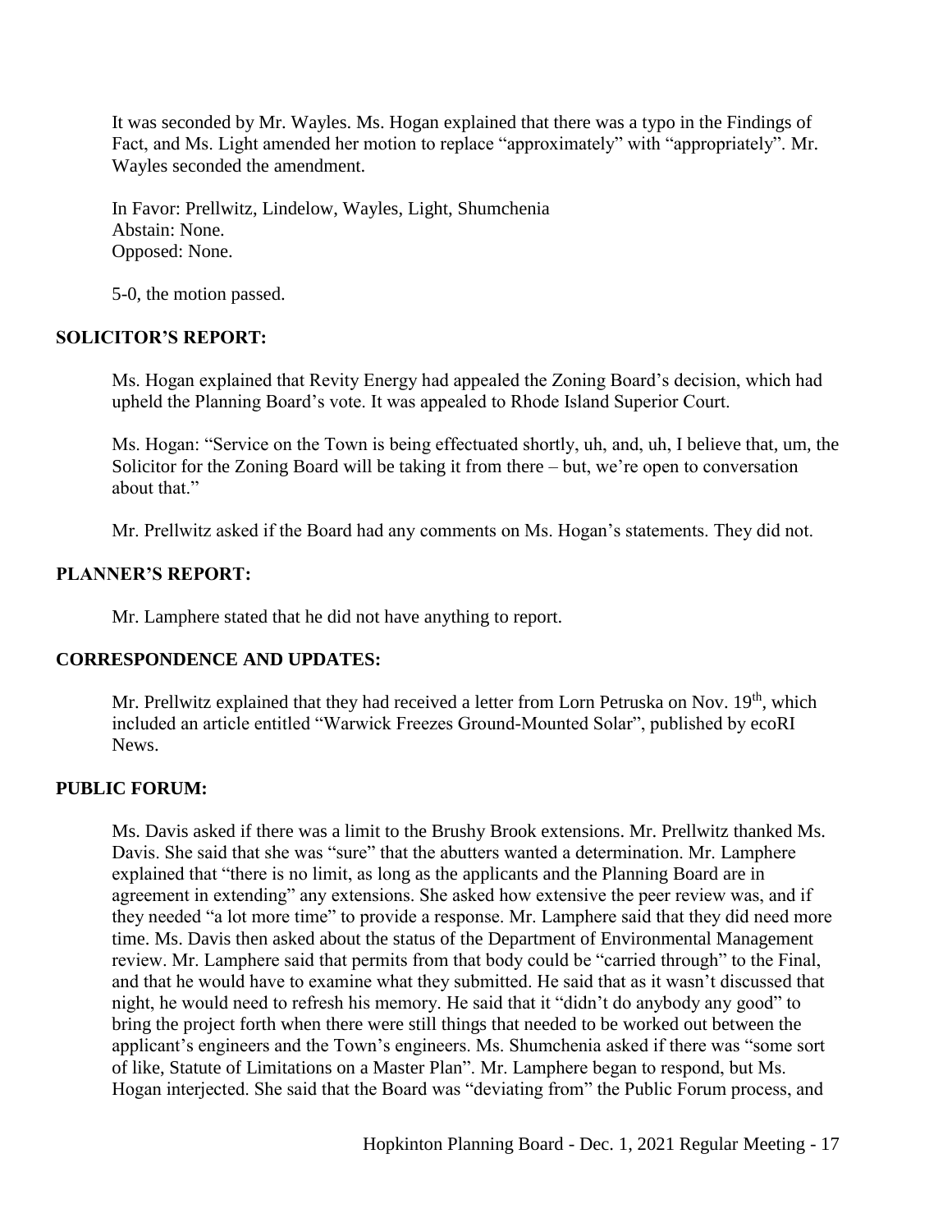It was seconded by Mr. Wayles. Ms. Hogan explained that there was a typo in the Findings of Fact, and Ms. Light amended her motion to replace "approximately" with "appropriately". Mr. Wayles seconded the amendment.

In Favor: Prellwitz, Lindelow, Wayles, Light, Shumchenia
Abstain: None.
Opposed: None.

5-0, the motion passed.

**SOLICITOR'S REPORT:**

Ms. Hogan explained that Revity Energy had appealed the Zoning Board's decision, which had upheld the Planning Board's vote. It was appealed to Rhode Island Superior Court.

Ms. Hogan: "Service on the Town is being effectuated shortly, uh, and, uh, I believe that, um, the Solicitor for the Zoning Board will be taking it from there – but, we're open to conversation about that."

Mr. Prellwitz asked if the Board had any comments on Ms. Hogan's statements. They did not.

**PLANNER'S REPORT:**

Mr. Lamphere stated that he did not have anything to report.

**CORRESPONDENCE AND UPDATES:**

Mr. Prellwitz explained that they had received a letter from Lorn Petruska on Nov. 19th, which included an article entitled "Warwick Freezes Ground-Mounted Solar", published by ecoRI News.

**PUBLIC FORUM:**

Ms. Davis asked if there was a limit to the Brushy Brook extensions. Mr. Prellwitz thanked Ms. Davis. She said that she was "sure" that the abutters wanted a determination. Mr. Lamphere explained that "there is no limit, as long as the applicants and the Planning Board are in agreement in extending" any extensions. She asked how extensive the peer review was, and if they needed "a lot more time" to provide a response. Mr. Lamphere said that they did need more time. Ms. Davis then asked about the status of the Department of Environmental Management review. Mr. Lamphere said that permits from that body could be "carried through" to the Final, and that he would have to examine what they submitted. He said that as it wasn't discussed that night, he would need to refresh his memory. He said that it "didn't do anybody any good" to bring the project forth when there were still things that needed to be worked out between the applicant's engineers and the Town's engineers. Ms. Shumchenia asked if there was "some sort of like, Statute of Limitations on a Master Plan". Mr. Lamphere began to respond, but Ms. Hogan interjected. She said that the Board was "deviating from" the Public Forum process, and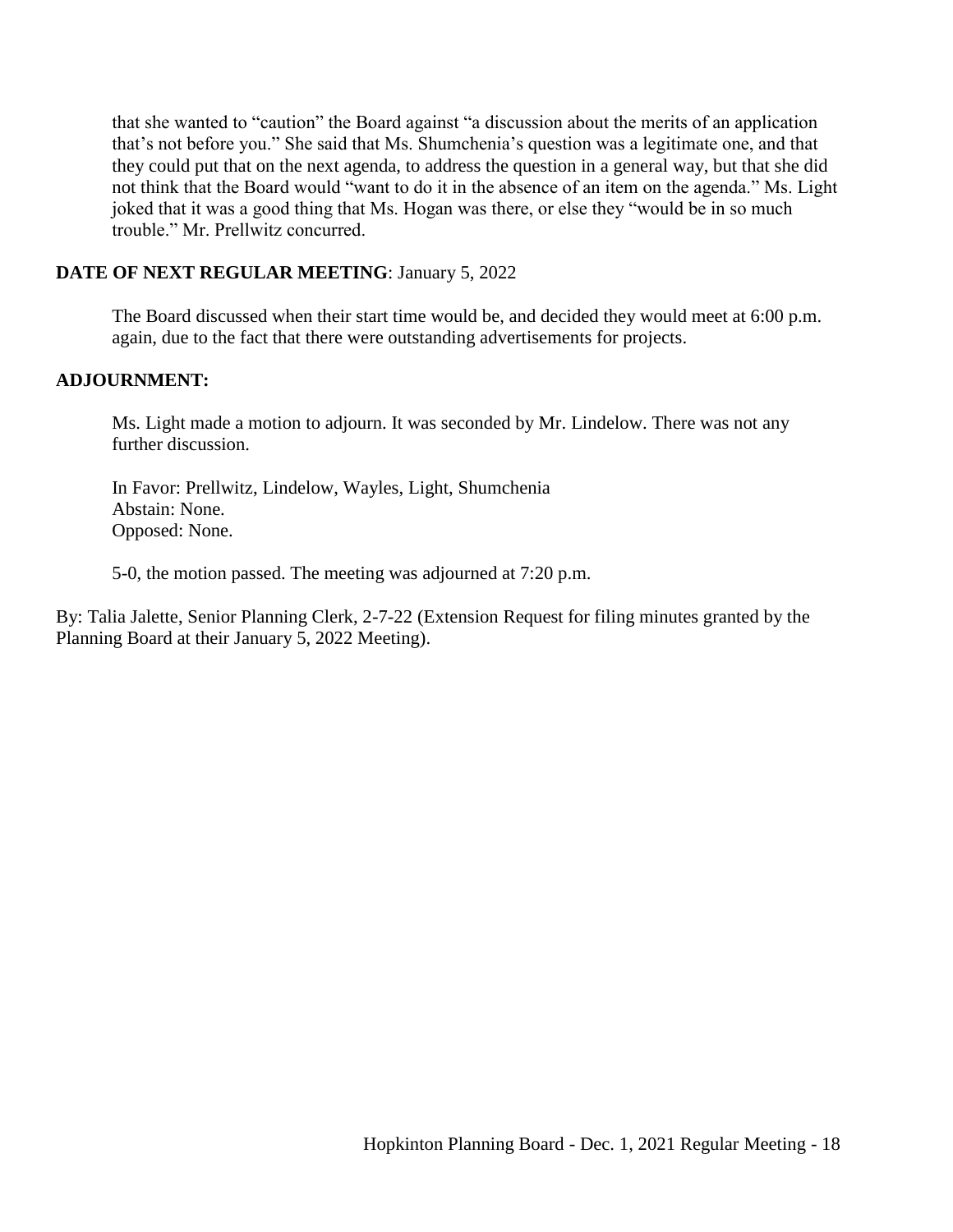that she wanted to "caution" the Board against "a discussion about the merits of an application that's not before you." She said that Ms. Shumchenia's question was a legitimate one, and that they could put that on the next agenda, to address the question in a general way, but that she did not think that the Board would "want to do it in the absence of an item on the agenda." Ms. Light joked that it was a good thing that Ms. Hogan was there, or else they "would be in so much trouble." Mr. Prellwitz concurred.

**DATE OF NEXT REGULAR MEETING**: January 5, 2022

The Board discussed when their start time would be, and decided they would meet at 6:00 p.m. again, due to the fact that there were outstanding advertisements for projects.

**ADJOURNMENT:**

Ms. Light made a motion to adjourn. It was seconded by Mr. Lindelow. There was not any further discussion.

In Favor: Prellwitz, Lindelow, Wayles, Light, Shumchenia
Abstain: None.
Opposed: None.

5-0, the motion passed. The meeting was adjourned at 7:20 p.m.

By: Talia Jalette, Senior Planning Clerk, 2-7-22 (Extension Request for filing minutes granted by the Planning Board at their January 5, 2022 Meeting).